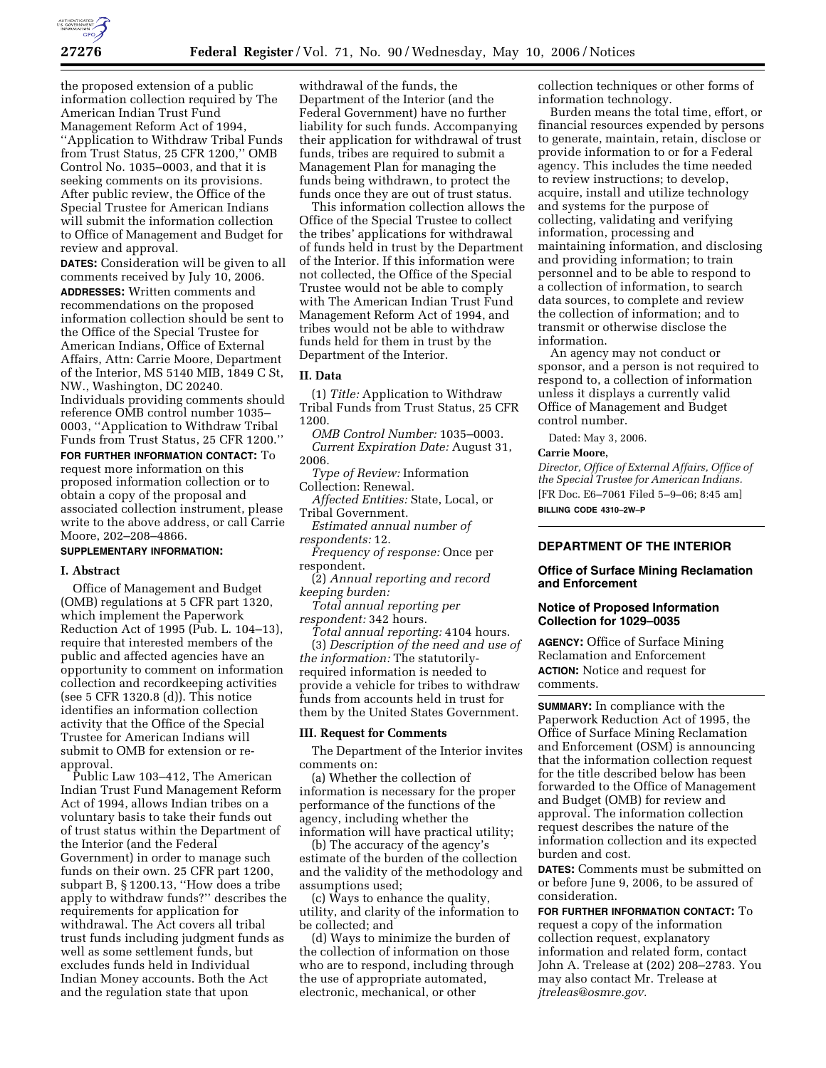the proposed extension of a public information collection required by The American Indian Trust Fund Management Reform Act of 1994, ''Application to Withdraw Tribal Funds from Trust Status, 25 CFR 1200,'' OMB Control No. 1035–0003, and that it is seeking comments on its provisions. After public review, the Office of the Special Trustee for American Indians will submit the information collection to Office of Management and Budget for review and approval.

**DATES:** Consideration will be given to all comments received by July 10, 2006.

**ADDRESSES:** Written comments and recommendations on the proposed information collection should be sent to the Office of the Special Trustee for American Indians, Office of External Affairs, Attn: Carrie Moore, Department of the Interior, MS 5140 MIB, 1849 C St, NW., Washington, DC 20240. Individuals providing comments should reference OMB control number 1035–0003, ''Application to Withdraw Tribal Funds from Trust Status, 25 CFR 1200.''

**FOR FURTHER INFORMATION CONTACT:** To request more information on this proposed information collection or to obtain a copy of the proposal and associated collection instrument, please write to the above address, or call Carrie Moore, 202–208–4866.

**SUPPLEMENTARY INFORMATION:**

**I. Abstract**

Office of Management and Budget (OMB) regulations at 5 CFR part 1320, which implement the Paperwork Reduction Act of 1995 (Pub. L. 104–13), require that interested members of the public and affected agencies have an opportunity to comment on information collection and recordkeeping activities (see 5 CFR 1320.8 (d)). This notice identifies an information collection activity that the Office of the Special Trustee for American Indians will submit to OMB for extension or re-approval.

Public Law 103–412, The American Indian Trust Fund Management Reform Act of 1994, allows Indian tribes on a voluntary basis to take their funds out of trust status within the Department of the Interior (and the Federal Government) in order to manage such funds on their own. 25 CFR part 1200, subpart B, § 1200.13, ''How does a tribe apply to withdraw funds?'' describes the requirements for application for withdrawal. The Act covers all tribal trust funds including judgment funds as well as some settlement funds, but excludes funds held in Individual Indian Money accounts. Both the Act and the regulation state that upon withdrawal of the funds, the Department of the Interior (and the Federal Government) have no further liability for such funds. Accompanying their application for withdrawal of trust funds, tribes are required to submit a Management Plan for managing the funds being withdrawn, to protect the funds once they are out of trust status.

This information collection allows the Office of the Special Trustee to collect the tribes' applications for withdrawal of funds held in trust by the Department of the Interior. If this information were not collected, the Office of the Special Trustee would not be able to comply with The American Indian Trust Fund Management Reform Act of 1994, and tribes would not be able to withdraw funds held for them in trust by the Department of the Interior.

**II. Data**

(1) *Title:* Application to Withdraw Tribal Funds from Trust Status, 25 CFR 1200.

*OMB Control Number:* 1035–0003.

*Current Expiration Date:* August 31, 2006.

*Type of Review:* Information Collection: Renewal.

*Affected Entities:* State, Local, or Tribal Government.

*Estimated annual number of respondents:* 12.

*Frequency of response:* Once per respondent.

(2) *Annual reporting and record keeping burden:*

*Total annual reporting per respondent:* 342 hours.

*Total annual reporting:* 4104 hours.

(3) *Description of the need and use of the information:* The statutorily-required information is needed to provide a vehicle for tribes to withdraw funds from accounts held in trust for them by the United States Government.

**III. Request for Comments**

The Department of the Interior invites comments on:

(a) Whether the collection of information is necessary for the proper performance of the functions of the agency, including whether the information will have practical utility;

(b) The accuracy of the agency's estimate of the burden of the collection and the validity of the methodology and assumptions used;

(c) Ways to enhance the quality, utility, and clarity of the information to be collected; and

(d) Ways to minimize the burden of the collection of information on those who are to respond, including through the use of appropriate automated, electronic, mechanical, or other collection techniques or other forms of information technology.

Burden means the total time, effort, or financial resources expended by persons to generate, maintain, retain, disclose or provide information to or for a Federal agency. This includes the time needed to review instructions; to develop, acquire, install and utilize technology and systems for the purpose of collecting, validating and verifying information, processing and maintaining information, and disclosing and providing information; to train personnel and to be able to respond to a collection of information, to search data sources, to complete and review the collection of information; and to transmit or otherwise disclose the information.

An agency may not conduct or sponsor, and a person is not required to respond to, a collection of information unless it displays a currently valid Office of Management and Budget control number.

Dated: May 3, 2006.

**Carrie Moore,**

*Director, Office of External Affairs, Office of the Special Trustee for American Indians.*

[FR Doc. E6–7061 Filed 5–9–06; 8:45 am]

**BILLING CODE 4310–2W–P**

---

## DEPARTMENT OF THE INTERIOR

### Office of Surface Mining Reclamation and Enforcement

### Notice of Proposed Information Collection for 1029–0035

**AGENCY:** Office of Surface Mining Reclamation and Enforcement

**ACTION:** Notice and request for comments.

**SUMMARY:** In compliance with the Paperwork Reduction Act of 1995, the Office of Surface Mining Reclamation and Enforcement (OSM) is announcing that the information collection request for the title described below has been forwarded to the Office of Management and Budget (OMB) for review and approval. The information collection request describes the nature of the information collection and its expected burden and cost.

**DATES:** Comments must be submitted on or before June 9, 2006, to be assured of consideration.

**FOR FURTHER INFORMATION CONTACT:** To request a copy of the information collection request, explanatory information and related form, contact John A. Trelease at (202) 208–2783. You may also contact Mr. Trelease at *jtreleas@osmre.gov.*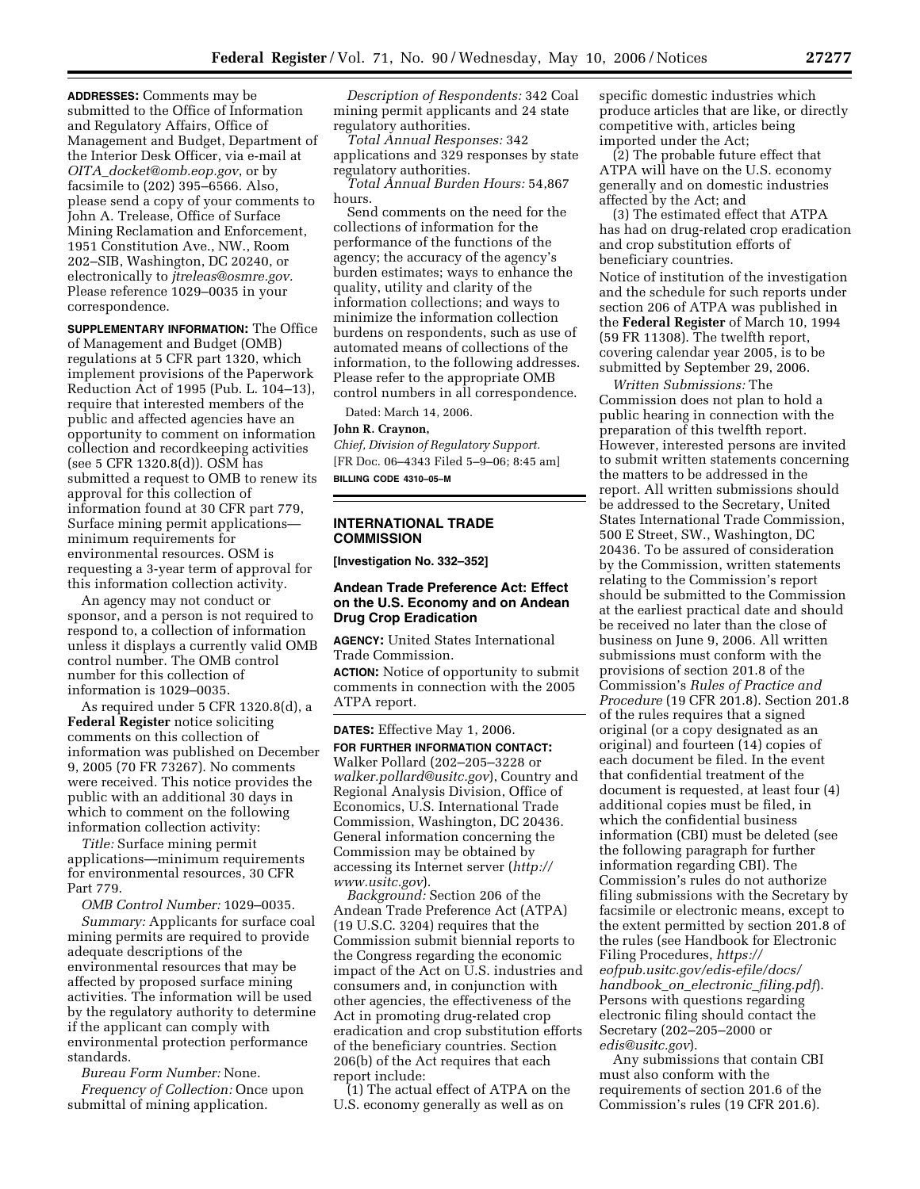**ADDRESSES:** Comments may be submitted to the Office of Information and Regulatory Affairs, Office of Management and Budget, Department of the Interior Desk Officer, via e-mail at *OITA_docket@omb.eop.gov*, or by facsimile to (202) 395–6566. Also, please send a copy of your comments to John A. Trelease, Office of Surface Mining Reclamation and Enforcement, 1951 Constitution Ave., NW., Room 202–SIB, Washington, DC 20240, or electronically to *jtreleas@osmre.gov.* Please reference 1029–0035 in your correspondence.

**SUPPLEMENTARY INFORMATION:** The Office of Management and Budget (OMB) regulations at 5 CFR part 1320, which implement provisions of the Paperwork Reduction Act of 1995 (Pub. L. 104–13), require that interested members of the public and affected agencies have an opportunity to comment on information collection and recordkeeping activities (see 5 CFR 1320.8(d)). OSM has submitted a request to OMB to renew its approval for this collection of information found at 30 CFR part 779, Surface mining permit applications—minimum requirements for environmental resources. OSM is requesting a 3-year term of approval for this information collection activity.

An agency may not conduct or sponsor, and a person is not required to respond to, a collection of information unless it displays a currently valid OMB control number. The OMB control number for this collection of information is 1029–0035.

As required under 5 CFR 1320.8(d), a **Federal Register** notice soliciting comments on this collection of information was published on December 9, 2005 (70 FR 73267). No comments were received. This notice provides the public with an additional 30 days in which to comment on the following information collection activity:

*Title:* Surface mining permit applications—minimum requirements for environmental resources, 30 CFR Part 779.

*OMB Control Number:* 1029–0035.

*Summary:* Applicants for surface coal mining permits are required to provide adequate descriptions of the environmental resources that may be affected by proposed surface mining activities. The information will be used by the regulatory authority to determine if the applicant can comply with environmental protection performance standards.

*Bureau Form Number:* None.

*Frequency of Collection:* Once upon submittal of mining application.

*Description of Respondents:* 342 Coal mining permit applicants and 24 state regulatory authorities.

*Total Annual Responses:* 342 applications and 329 responses by state regulatory authorities.

*Total Annual Burden Hours:* 54,867 hours.

Send comments on the need for the collections of information for the performance of the functions of the agency; the accuracy of the agency's burden estimates; ways to enhance the quality, utility and clarity of the information collections; and ways to minimize the information collection burdens on respondents, such as use of automated means of collections of the information, to the following addresses. Please refer to the appropriate OMB control numbers in all correspondence.

Dated: March 14, 2006.

**John R. Craynon,**

*Chief, Division of Regulatory Support.*

[FR Doc. 06–4343 Filed 5–9–06; 8:45 am]

**BILLING CODE 4310–05–M**

## INTERNATIONAL TRADE COMMISSION

**[Investigation No. 332–352]**

### Andean Trade Preference Act: Effect on the U.S. Economy and on Andean Drug Crop Eradication

**AGENCY:** United States International Trade Commission.

**ACTION:** Notice of opportunity to submit comments in connection with the 2005 ATPA report.

**DATES:** Effective May 1, 2006.

**FOR FURTHER INFORMATION CONTACT:** Walker Pollard (202–205–3228 or *walker.pollard@usitc.gov*), Country and Regional Analysis Division, Office of Economics, U.S. International Trade Commission, Washington, DC 20436. General information concerning the Commission may be obtained by accessing its Internet server (*http://www.usitc.gov*).

*Background:* Section 206 of the Andean Trade Preference Act (ATPA) (19 U.S.C. 3204) requires that the Commission submit biennial reports to the Congress regarding the economic impact of the Act on U.S. industries and consumers and, in conjunction with other agencies, the effectiveness of the Act in promoting drug-related crop eradication and crop substitution efforts of the beneficiary countries. Section 206(b) of the Act requires that each report include:

(1) The actual effect of ATPA on the U.S. economy generally as well as on specific domestic industries which produce articles that are like, or directly competitive with, articles being imported under the Act;

(2) The probable future effect that ATPA will have on the U.S. economy generally and on domestic industries affected by the Act; and

(3) The estimated effect that ATPA has had on drug-related crop eradication and crop substitution efforts of beneficiary countries.

Notice of institution of the investigation and the schedule for such reports under section 206 of ATPA was published in the **Federal Register** of March 10, 1994 (59 FR 11308). The twelfth report, covering calendar year 2005, is to be submitted by September 29, 2006.

*Written Submissions:* The Commission does not plan to hold a public hearing in connection with the preparation of this twelfth report. However, interested persons are invited to submit written statements concerning the matters to be addressed in the report. All written submissions should be addressed to the Secretary, United States International Trade Commission, 500 E Street, SW., Washington, DC 20436. To be assured of consideration by the Commission, written statements relating to the Commission's report should be submitted to the Commission at the earliest practical date and should be received no later than the close of business on June 9, 2006. All written submissions must conform with the provisions of section 201.8 of the Commission's *Rules of Practice and Procedure* (19 CFR 201.8). Section 201.8 of the rules requires that a signed original (or a copy designated as an original) and fourteen (14) copies of each document be filed. In the event that confidential treatment of the document is requested, at least four (4) additional copies must be filed, in which the confidential business information (CBI) must be deleted (see the following paragraph for further information regarding CBI). The Commission's rules do not authorize filing submissions with the Secretary by facsimile or electronic means, except to the extent permitted by section 201.8 of the rules (see Handbook for Electronic Filing Procedures, *https://eofpub.usitc.gov/edis-efile/docs/handbook_on_electronic_filing.pdf*). Persons with questions regarding electronic filing should contact the Secretary (202–205–2000 or *edis@usitc.gov*).

Any submissions that contain CBI must also conform with the requirements of section 201.6 of the Commission's rules (19 CFR 201.6).